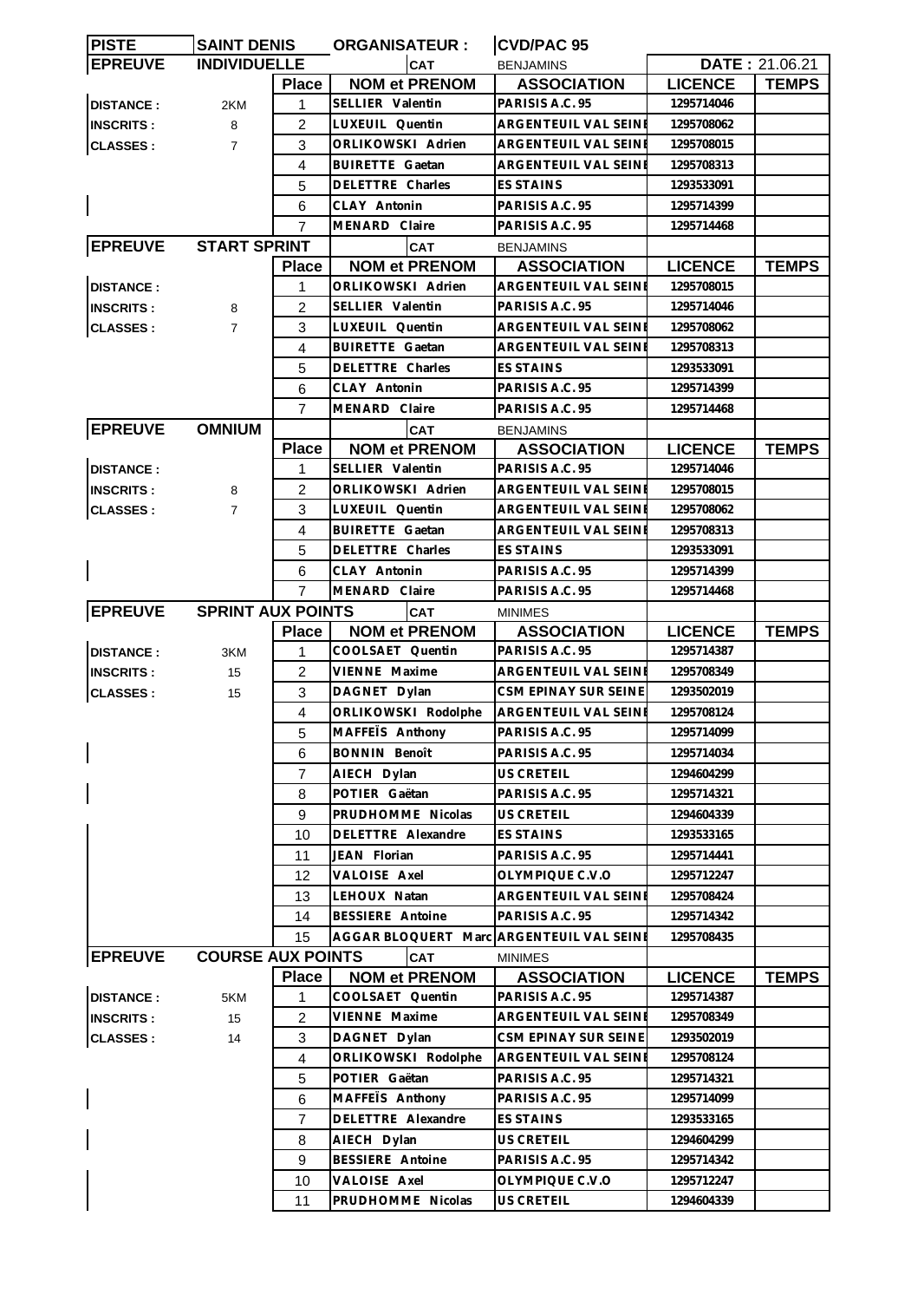| PISTE | SAINT DENIS | ORGANISATEUR : | CVD/PAC 95 | | |
|---|---|---|---|---|---|
| **EPREUVE** | **INDIVIDUELLE** | CAT | BENJAMINS | DATE : 21.06.21 | |

| | | Place | NOM et PRENOM | ASSOCIATION | LICENCE | TEMPS |
|---|---|---|---|---|---|---|
| DISTANCE : | 2KM | 1 | SELLIER Valentin | PARISIS A.C. 95 | 1295714046 | |
| INSCRITS : | 8 | 2 | LUXEUIL Quentin | ARGENTEUIL VAL SEINE | 1295708062 | |
| CLASSES : | 7 | 3 | ORLIKOWSKI Adrien | ARGENTEUIL VAL SEINE | 1295708015 | |
| | | 4 | BUIRETTE Gaetan | ARGENTEUIL VAL SEINE | 1295708313 | |
| | | 5 | DELETTRE Charles | ES STAINS | 1293533091 | |
| | | 6 | CLAY Antonin | PARISIS A.C. 95 | 1295714399 | |
| | | 7 | MENARD Claire | PARISIS A.C. 95 | 1295714468 | |

**EPREUVE** START SPRINT — CAT BENJAMINS

| | | Place | NOM et PRENOM | ASSOCIATION | LICENCE | TEMPS |
|---|---|---|---|---|---|---|
| DISTANCE : | | 1 | ORLIKOWSKI Adrien | ARGENTEUIL VAL SEINE | 1295708015 | |
| INSCRITS : | 8 | 2 | SELLIER Valentin | PARISIS A.C. 95 | 1295714046 | |
| CLASSES : | 7 | 3 | LUXEUIL Quentin | ARGENTEUIL VAL SEINE | 1295708062 | |
| | | 4 | BUIRETTE Gaetan | ARGENTEUIL VAL SEINE | 1295708313 | |
| | | 5 | DELETTRE Charles | ES STAINS | 1293533091 | |
| | | 6 | CLAY Antonin | PARISIS A.C. 95 | 1295714399 | |
| | | 7 | MENARD Claire | PARISIS A.C. 95 | 1295714468 | |

**EPREUVE** OMNIUM — CAT BENJAMINS

| | | Place | NOM et PRENOM | ASSOCIATION | LICENCE | TEMPS |
|---|---|---|---|---|---|---|
| DISTANCE : | | 1 | SELLIER Valentin | PARISIS A.C. 95 | 1295714046 | |
| INSCRITS : | 8 | 2 | ORLIKOWSKI Adrien | ARGENTEUIL VAL SEINE | 1295708015 | |
| CLASSES : | 7 | 3 | LUXEUIL Quentin | ARGENTEUIL VAL SEINE | 1295708062 | |
| | | 4 | BUIRETTE Gaetan | ARGENTEUIL VAL SEINE | 1295708313 | |
| | | 5 | DELETTRE Charles | ES STAINS | 1293533091 | |
| | | 6 | CLAY Antonin | PARISIS A.C. 95 | 1295714399 | |
| | | 7 | MENARD Claire | PARISIS A.C. 95 | 1295714468 | |

**EPREUVE** SPRINT AUX POINTS — CAT MINIMES

| | | Place | NOM et PRENOM | ASSOCIATION | LICENCE | TEMPS |
|---|---|---|---|---|---|---|
| DISTANCE : | 3KM | 1 | COOLSAET Quentin | PARISIS A.C. 95 | 1295714387 | |
| INSCRITS : | 15 | 2 | VIENNE Maxime | ARGENTEUIL VAL SEINE | 1295708349 | |
| CLASSES : | 15 | 3 | DAGNET Dylan | CSM EPINAY SUR SEINE | 1293502019 | |
| | | 4 | ORLIKOWSKI Rodolphe | ARGENTEUIL VAL SEINE | 1295708124 | |
| | | 5 | MAFFEÏS Anthony | PARISIS A.C. 95 | 1295714099 | |
| | | 6 | BONNIN Benoît | PARISIS A.C. 95 | 1295714034 | |
| | | 7 | AIECH Dylan | US CRETEIL | 1294604299 | |
| | | 8 | POTIER Gaëtan | PARISIS A.C. 95 | 1295714321 | |
| | | 9 | PRUDHOMME Nicolas | US CRETEIL | 1294604339 | |
| | | 10 | DELETTRE Alexandre | ES STAINS | 1293533165 | |
| | | 11 | JEAN Florian | PARISIS A.C. 95 | 1295714441 | |
| | | 12 | VALOISE Axel | OLYMPIQUE C.V.O | 1295712247 | |
| | | 13 | LEHOUX Natan | ARGENTEUIL VAL SEINE | 1295708424 | |
| | | 14 | BESSIERE Antoine | PARISIS A.C. 95 | 1295714342 | |
| | | 15 | AGGAR BLOQUERT Marc | ARGENTEUIL VAL SEINE | 1295708435 | |

**EPREUVE** COURSE AUX POINTS — CAT MINIMES

| | | Place | NOM et PRENOM | ASSOCIATION | LICENCE | TEMPS |
|---|---|---|---|---|---|---|
| DISTANCE : | 5KM | 1 | COOLSAET Quentin | PARISIS A.C. 95 | 1295714387 | |
| INSCRITS : | 15 | 2 | VIENNE Maxime | ARGENTEUIL VAL SEINE | 1295708349 | |
| CLASSES : | 14 | 3 | DAGNET Dylan | CSM EPINAY SUR SEINE | 1293502019 | |
| | | 4 | ORLIKOWSKI Rodolphe | ARGENTEUIL VAL SEINE | 1295708124 | |
| | | 5 | POTIER Gaëtan | PARISIS A.C. 95 | 1295714321 | |
| | | 6 | MAFFEÏS Anthony | PARISIS A.C. 95 | 1295714099 | |
| | | 7 | DELETTRE Alexandre | ES STAINS | 1293533165 | |
| | | 8 | AIECH Dylan | US CRETEIL | 1294604299 | |
| | | 9 | BESSIERE Antoine | PARISIS A.C. 95 | 1295714342 | |
| | | 10 | VALOISE Axel | OLYMPIQUE C.V.O | 1295712247 | |
| | | 11 | PRUDHOMME Nicolas | US CRETEIL | 1294604339 | |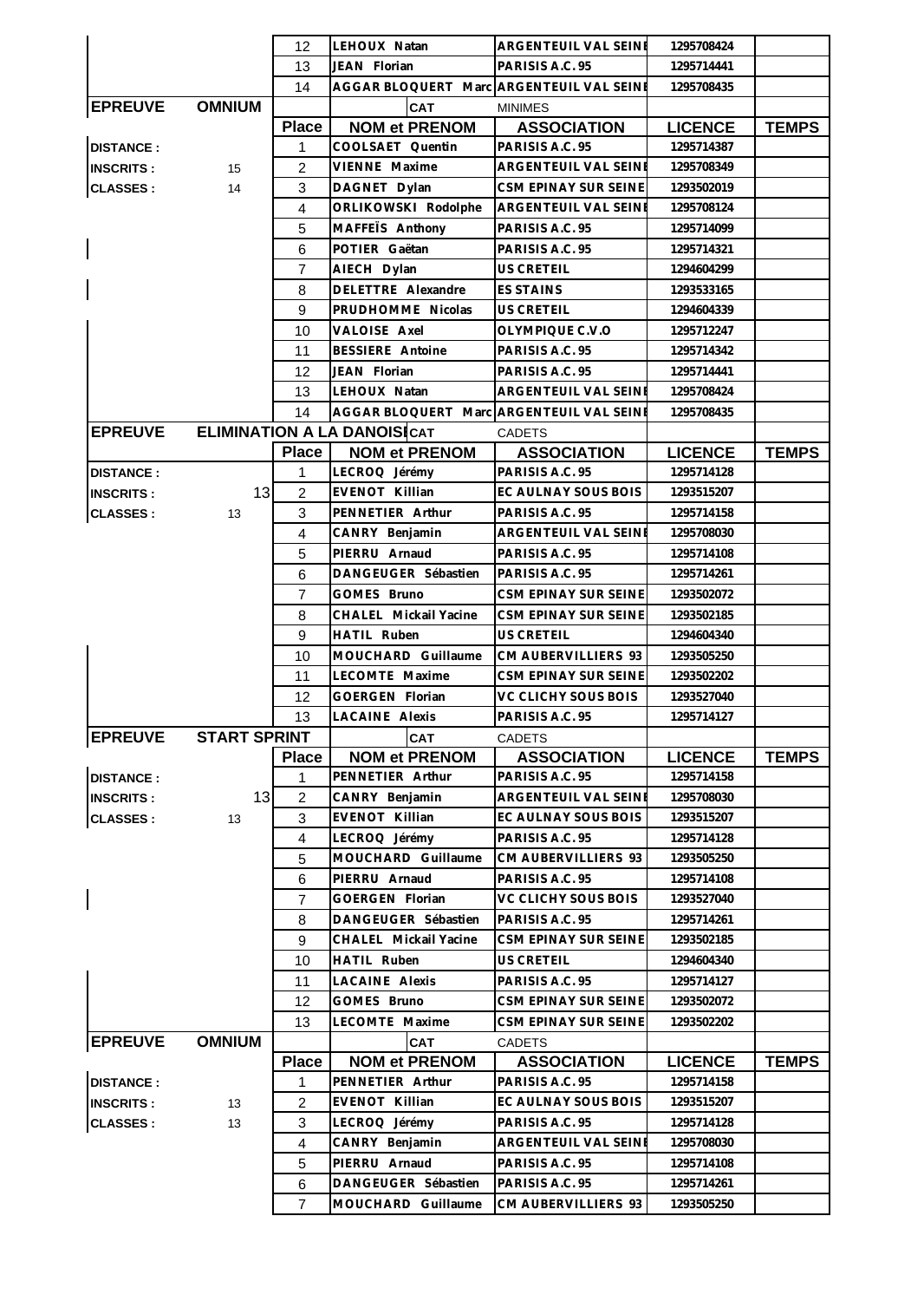| | | 12 | LEHOUX Natan | ARGENTEUIL VAL SEINE | 1295708424 | |
|---|---|---|---|---|---|---|
| | | 13 | JEAN Florian | PARISIS A.C. 95 | 1295714441 | |
| | | 14 | AGGAR BLOQUERT Marc | ARGENTEUIL VAL SEINE | 1295708435 | |

| EPREUVE | OMNIUM | | CAT | MINIMES | | |
|---|---|---|---|---|---|---|
| | | Place | NOM et PRENOM | ASSOCIATION | LICENCE | TEMPS |
| DISTANCE : | | 1 | COOLSAET Quentin | PARISIS A.C. 95 | 1295714387 | |
| INSCRITS : | 15 | 2 | VIENNE Maxime | ARGENTEUIL VAL SEINE | 1295708349 | |
| CLASSES : | 14 | 3 | DAGNET Dylan | CSM EPINAY SUR SEINE | 1293502019 | |
| | | 4 | ORLIKOWSKI Rodolphe | ARGENTEUIL VAL SEINE | 1295708124 | |
| | | 5 | MAFFEÏS Anthony | PARISIS A.C. 95 | 1295714099 | |
| | | 6 | POTIER Gaëtan | PARISIS A.C. 95 | 1295714321 | |
| | | 7 | AIECH Dylan | US CRETEIL | 1294604299 | |
| | | 8 | DELETTRE Alexandre | ES STAINS | 1293533165 | |
| | | 9 | PRUDHOMME Nicolas | US CRETEIL | 1294604339 | |
| | | 10 | VALOISE Axel | OLYMPIQUE C.V.O | 1295712247 | |
| | | 11 | BESSIERE Antoine | PARISIS A.C. 95 | 1295714342 | |
| | | 12 | JEAN Florian | PARISIS A.C. 95 | 1295714441 | |
| | | 13 | LEHOUX Natan | ARGENTEUIL VAL SEINE | 1295708424 | |
| | | 14 | AGGAR BLOQUERT Marc | ARGENTEUIL VAL SEINE | 1295708435 | |

| EPREUVE | ELIMINATION A LA DANOISE | | CAT | CADETS | | |
|---|---|---|---|---|---|---|
| | | Place | NOM et PRENOM | ASSOCIATION | LICENCE | TEMPS |
| DISTANCE : | | 1 | LECROQ Jérémy | PARISIS A.C. 95 | 1295714128 | |
| INSCRITS : | 13 | 2 | EVENOT Killian | EC AULNAY SOUS BOIS | 1293515207 | |
| CLASSES : | 13 | 3 | PENNETIER Arthur | PARISIS A.C. 95 | 1295714158 | |
| | | 4 | CANRY Benjamin | ARGENTEUIL VAL SEINE | 1295708030 | |
| | | 5 | PIERRU Arnaud | PARISIS A.C. 95 | 1295714108 | |
| | | 6 | DANGEUGER Sébastien | PARISIS A.C. 95 | 1295714261 | |
| | | 7 | GOMES Bruno | CSM EPINAY SUR SEINE | 1293502072 | |
| | | 8 | CHALEL Mickail Yacine | CSM EPINAY SUR SEINE | 1293502185 | |
| | | 9 | HATIL Ruben | US CRETEIL | 1294604340 | |
| | | 10 | MOUCHARD Guillaume | CM AUBERVILLIERS 93 | 1293505250 | |
| | | 11 | LECOMTE Maxime | CSM EPINAY SUR SEINE | 1293502202 | |
| | | 12 | GOERGEN Florian | VC CLICHY SOUS BOIS | 1293527040 | |
| | | 13 | LACAINE Alexis | PARISIS A.C. 95 | 1295714127 | |

| EPREUVE | START SPRINT | | CAT | CADETS | | |
|---|---|---|---|---|---|---|
| | | Place | NOM et PRENOM | ASSOCIATION | LICENCE | TEMPS |
| DISTANCE : | | 1 | PENNETIER Arthur | PARISIS A.C. 95 | 1295714158 | |
| INSCRITS : | 13 | 2 | CANRY Benjamin | ARGENTEUIL VAL SEINE | 1295708030 | |
| CLASSES : | 13 | 3 | EVENOT Killian | EC AULNAY SOUS BOIS | 1293515207 | |
| | | 4 | LECROQ Jérémy | PARISIS A.C. 95 | 1295714128 | |
| | | 5 | MOUCHARD Guillaume | CM AUBERVILLIERS 93 | 1293505250 | |
| | | 6 | PIERRU Arnaud | PARISIS A.C. 95 | 1295714108 | |
| | | 7 | GOERGEN Florian | VC CLICHY SOUS BOIS | 1293527040 | |
| | | 8 | DANGEUGER Sébastien | PARISIS A.C. 95 | 1295714261 | |
| | | 9 | CHALEL Mickail Yacine | CSM EPINAY SUR SEINE | 1293502185 | |
| | | 10 | HATIL Ruben | US CRETEIL | 1294604340 | |
| | | 11 | LACAINE Alexis | PARISIS A.C. 95 | 1295714127 | |
| | | 12 | GOMES Bruno | CSM EPINAY SUR SEINE | 1293502072 | |
| | | 13 | LECOMTE Maxime | CSM EPINAY SUR SEINE | 1293502202 | |

| EPREUVE | OMNIUM | | CAT | CADETS | | |
|---|---|---|---|---|---|---|
| | | Place | NOM et PRENOM | ASSOCIATION | LICENCE | TEMPS |
| DISTANCE : | | 1 | PENNETIER Arthur | PARISIS A.C. 95 | 1295714158 | |
| INSCRITS : | 13 | 2 | EVENOT Killian | EC AULNAY SOUS BOIS | 1293515207 | |
| CLASSES : | 13 | 3 | LECROQ Jérémy | PARISIS A.C. 95 | 1295714128 | |
| | | 4 | CANRY Benjamin | ARGENTEUIL VAL SEINE | 1295708030 | |
| | | 5 | PIERRU Arnaud | PARISIS A.C. 95 | 1295714108 | |
| | | 6 | DANGEUGER Sébastien | PARISIS A.C. 95 | 1295714261 | |
| | | 7 | MOUCHARD Guillaume | CM AUBERVILLIERS 93 | 1293505250 | |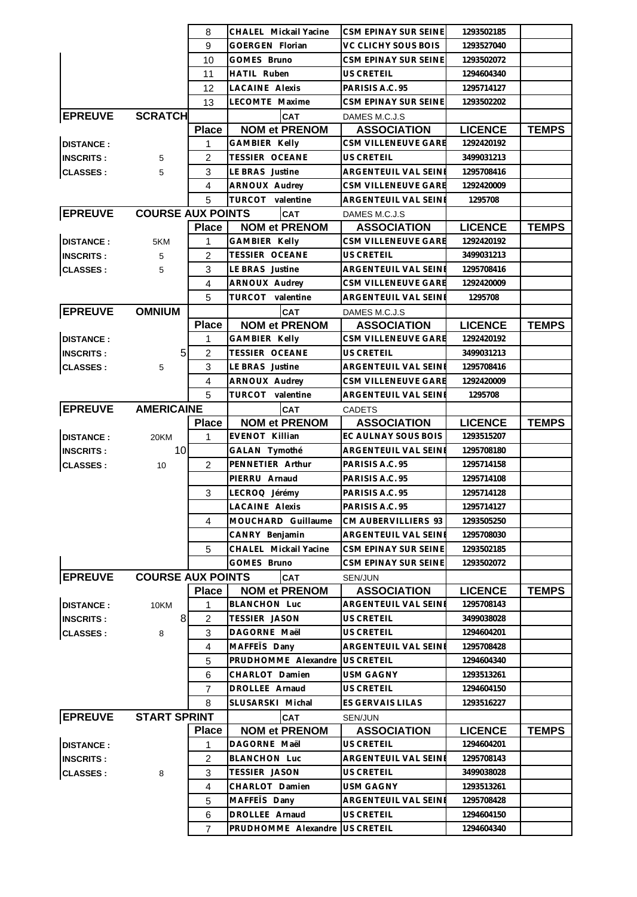|  |  | Place | NOM et PRENOM | ASSOCIATION | LICENCE | TEMPS |
|---|---|---|---|---|---|---|
|  |  | 8 | CHALEL Mickail Yacine | CSM EPINAY SUR SEINE | 1293502185 |  |
|  |  | 9 | GOERGEN Florian | VC CLICHY SOUS BOIS | 1293527040 |  |
|  |  | 10 | GOMES Bruno | CSM EPINAY SUR SEINE | 1293502072 |  |
|  |  | 11 | HATIL Ruben | US CRETEIL | 1294604340 |  |
|  |  | 12 | LACAINE Alexis | PARISIS A.C. 95 | 1295714127 |  |
|  |  | 13 | LECOMTE Maxime | CSM EPINAY SUR SEINE | 1293502202 |  |

| EPREUVE | SCRATCH | | CAT | DAMES M.C.J.S | | |
|---|---|---|---|---|---|---|
| | | **Place** | **NOM et PRENOM** | **ASSOCIATION** | **LICENCE** | **TEMPS** |
| DISTANCE : | | 1 | GAMBIER Kelly | CSM VILLENEUVE GARE | 1292420192 | |
| INSCRITS : | 5 | 2 | TESSIER OCEANE | US CRETEIL | 3499031213 | |
| CLASSES : | 5 | 3 | LE BRAS Justine | ARGENTEUIL VAL SEINE | 1295708416 | |
| | | 4 | ARNOUX Audrey | CSM VILLENEUVE GARE | 1292420009 | |
| | | 5 | TURCOT valentine | ARGENTEUIL VAL SEINE | 1295708 | |

| EPREUVE | COURSE AUX POINTS | | CAT | DAMES M.C.J.S | | |
|---|---|---|---|---|---|---|
| | | **Place** | **NOM et PRENOM** | **ASSOCIATION** | **LICENCE** | **TEMPS** |
| DISTANCE : | 5KM | 1 | GAMBIER Kelly | CSM VILLENEUVE GARE | 1292420192 | |
| INSCRITS : | 5 | 2 | TESSIER OCEANE | US CRETEIL | 3499031213 | |
| CLASSES : | 5 | 3 | LE BRAS Justine | ARGENTEUIL VAL SEINE | 1295708416 | |
| | | 4 | ARNOUX Audrey | CSM VILLENEUVE GARE | 1292420009 | |
| | | 5 | TURCOT valentine | ARGENTEUIL VAL SEINE | 1295708 | |

| EPREUVE | OMNIUM | | CAT | DAMES M.C.J.S | | |
|---|---|---|---|---|---|---|
| | | **Place** | **NOM et PRENOM** | **ASSOCIATION** | **LICENCE** | **TEMPS** |
| DISTANCE : | | 1 | GAMBIER Kelly | CSM VILLENEUVE GARE | 1292420192 | |
| INSCRITS : | 5 | 2 | TESSIER OCEANE | US CRETEIL | 3499031213 | |
| CLASSES : | 5 | 3 | LE BRAS Justine | ARGENTEUIL VAL SEINE | 1295708416 | |
| | | 4 | ARNOUX Audrey | CSM VILLENEUVE GARE | 1292420009 | |
| | | 5 | TURCOT valentine | ARGENTEUIL VAL SEINE | 1295708 | |

| EPREUVE | AMERICAINE | | CAT | CADETS | | |
|---|---|---|---|---|---|---|
| | | **Place** | **NOM et PRENOM** | **ASSOCIATION** | **LICENCE** | **TEMPS** |
| DISTANCE : | 20KM | 1 | EVENOT Killian | EC AULNAY SOUS BOIS | 1293515207 | |
| INSCRITS : | 10 | | GALAN Tymothé | ARGENTEUIL VAL SEINE | 1295708180 | |
| CLASSES : | 10 | 2 | PENNETIER Arthur | PARISIS A.C. 95 | 1295714158 | |
| | | | PIERRU Arnaud | PARISIS A.C. 95 | 1295714108 | |
| | | 3 | LECROQ Jérémy | PARISIS A.C. 95 | 1295714128 | |
| | | | LACAINE Alexis | PARISIS A.C. 95 | 1295714127 | |
| | | 4 | MOUCHARD Guillaume | CM AUBERVILLIERS 93 | 1293505250 | |
| | | | CANRY Benjamin | ARGENTEUIL VAL SEINE | 1295708030 | |
| | | 5 | CHALEL Mickail Yacine | CSM EPINAY SUR SEINE | 1293502185 | |
| | | | GOMES Bruno | CSM EPINAY SUR SEINE | 1293502072 | |

| EPREUVE | COURSE AUX POINTS | | CAT | SEN/JUN | | |
|---|---|---|---|---|---|---|
| | | **Place** | **NOM et PRENOM** | **ASSOCIATION** | **LICENCE** | **TEMPS** |
| DISTANCE : | 10KM | 1 | BLANCHON Luc | ARGENTEUIL VAL SEINE | 1295708143 | |
| INSCRITS : | 8 | 2 | TESSIER JASON | US CRETEIL | 3499038028 | |
| CLASSES : | 8 | 3 | DAGORNE Maël | US CRETEIL | 1294604201 | |
| | | 4 | MAFFEÏS Dany | ARGENTEUIL VAL SEINE | 1295708428 | |
| | | 5 | PRUDHOMME Alexandre | US CRETEIL | 1294604340 | |
| | | 6 | CHARLOT Damien | USM GAGNY | 1293513261 | |
| | | 7 | DROLLEE Arnaud | US CRETEIL | 1294604150 | |
| | | 8 | SLUSARSKI Michal | ES GERVAIS LILAS | 1293516227 | |

| EPREUVE | START SPRINT | | CAT | SEN/JUN | | |
|---|---|---|---|---|---|---|
| | | **Place** | **NOM et PRENOM** | **ASSOCIATION** | **LICENCE** | **TEMPS** |
| DISTANCE : | | 1 | DAGORNE Maël | US CRETEIL | 1294604201 | |
| INSCRITS : | | 2 | BLANCHON Luc | ARGENTEUIL VAL SEINE | 1295708143 | |
| CLASSES : | 8 | 3 | TESSIER JASON | US CRETEIL | 3499038028 | |
| | | 4 | CHARLOT Damien | USM GAGNY | 1293513261 | |
| | | 5 | MAFFEÏS Dany | ARGENTEUIL VAL SEINE | 1295708428 | |
| | | 6 | DROLLEE Arnaud | US CRETEIL | 1294604150 | |
| | | 7 | PRUDHOMME Alexandre | US CRETEIL | 1294604340 | |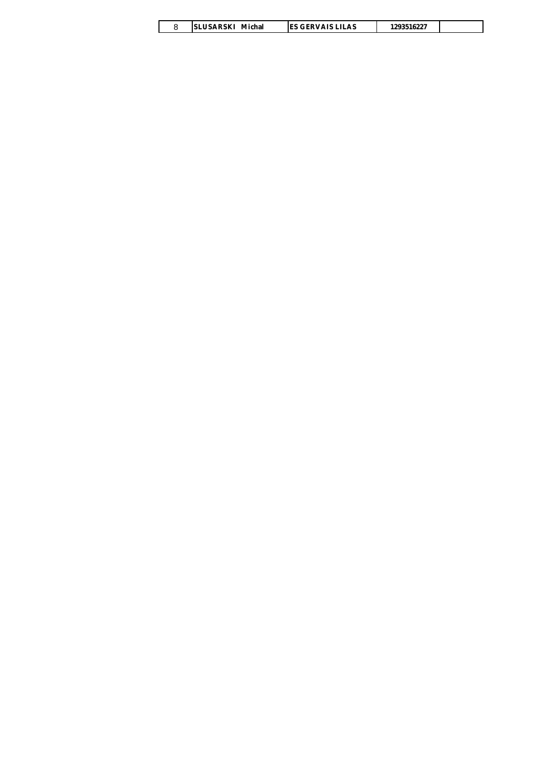| | | | | |
|---|---|---|---|---|
| 8 | SLUSARSKI Michal | ES GERVAIS LILAS | 1293516227 | |